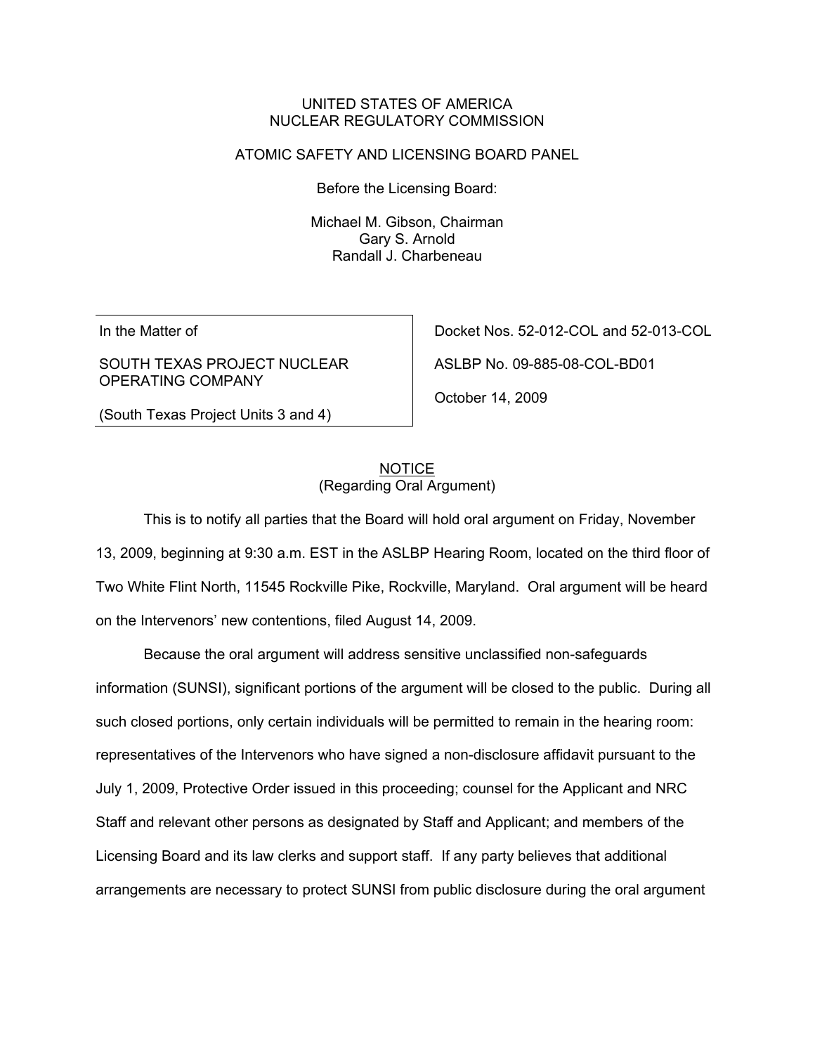UNITED STATES OF AMERICA
NUCLEAR REGULATORY COMMISSION

ATOMIC SAFETY AND LICENSING BOARD PANEL

Before the Licensing Board:

Michael M. Gibson, Chairman
Gary S. Arnold
Randall J. Charbeneau

| In the Matter of<br><br>SOUTH TEXAS PROJECT NUCLEAR OPERATING COMPANY<br><br>(South Texas Project Units 3 and 4) | Docket Nos. 52-012-COL and 52-013-COL<br><br>ASLBP No. 09-885-08-COL-BD01<br><br>October 14, 2009 |
|---|---|

NOTICE
(Regarding Oral Argument)

This is to notify all parties that the Board will hold oral argument on Friday, November 13, 2009, beginning at 9:30 a.m. EST in the ASLBP Hearing Room, located on the third floor of Two White Flint North, 11545 Rockville Pike, Rockville, Maryland. Oral argument will be heard on the Intervenors' new contentions, filed August 14, 2009.

Because the oral argument will address sensitive unclassified non-safeguards information (SUNSI), significant portions of the argument will be closed to the public. During all such closed portions, only certain individuals will be permitted to remain in the hearing room: representatives of the Intervenors who have signed a non-disclosure affidavit pursuant to the July 1, 2009, Protective Order issued in this proceeding; counsel for the Applicant and NRC Staff and relevant other persons as designated by Staff and Applicant; and members of the Licensing Board and its law clerks and support staff. If any party believes that additional arrangements are necessary to protect SUNSI from public disclosure during the oral argument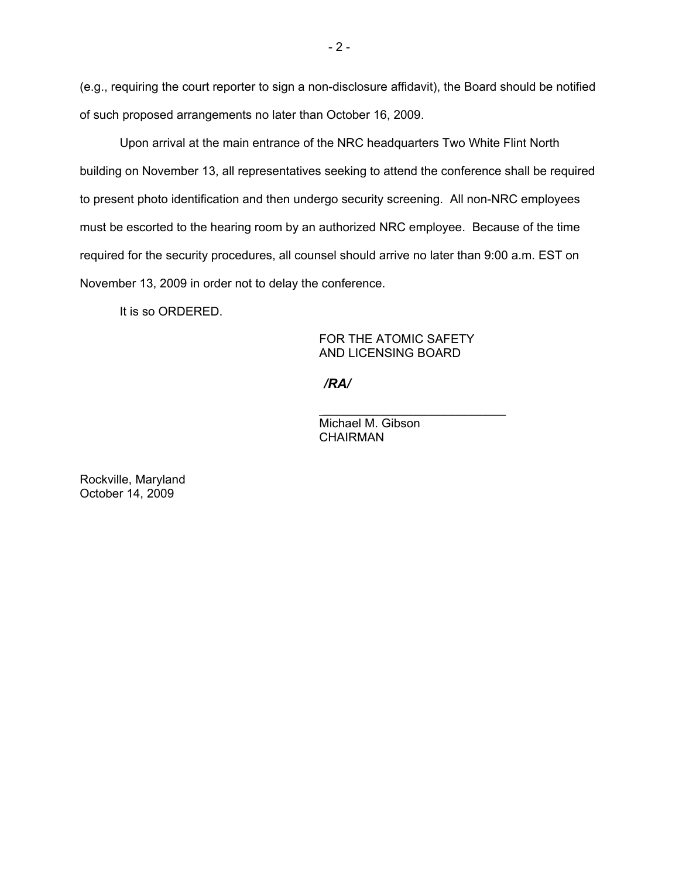(e.g., requiring the court reporter to sign a non-disclosure affidavit), the Board should be notified of such proposed arrangements no later than October 16, 2009.

Upon arrival at the main entrance of the NRC headquarters Two White Flint North building on November 13, all representatives seeking to attend the conference shall be required to present photo identification and then undergo security screening. All non-NRC employees must be escorted to the hearing room by an authorized NRC employee. Because of the time required for the security procedures, all counsel should arrive no later than 9:00 a.m. EST on November 13, 2009 in order not to delay the conference.

It is so ORDERED.

FOR THE ATOMIC SAFETY
AND LICENSING BOARD

***/RA/***

\_\_\_\_\_\_\_\_\_\_\_\_\_\_\_\_\_\_\_\_\_\_\_\_\_\_\_\_

Michael M. Gibson
CHAIRMAN

Rockville, Maryland
October 14, 2009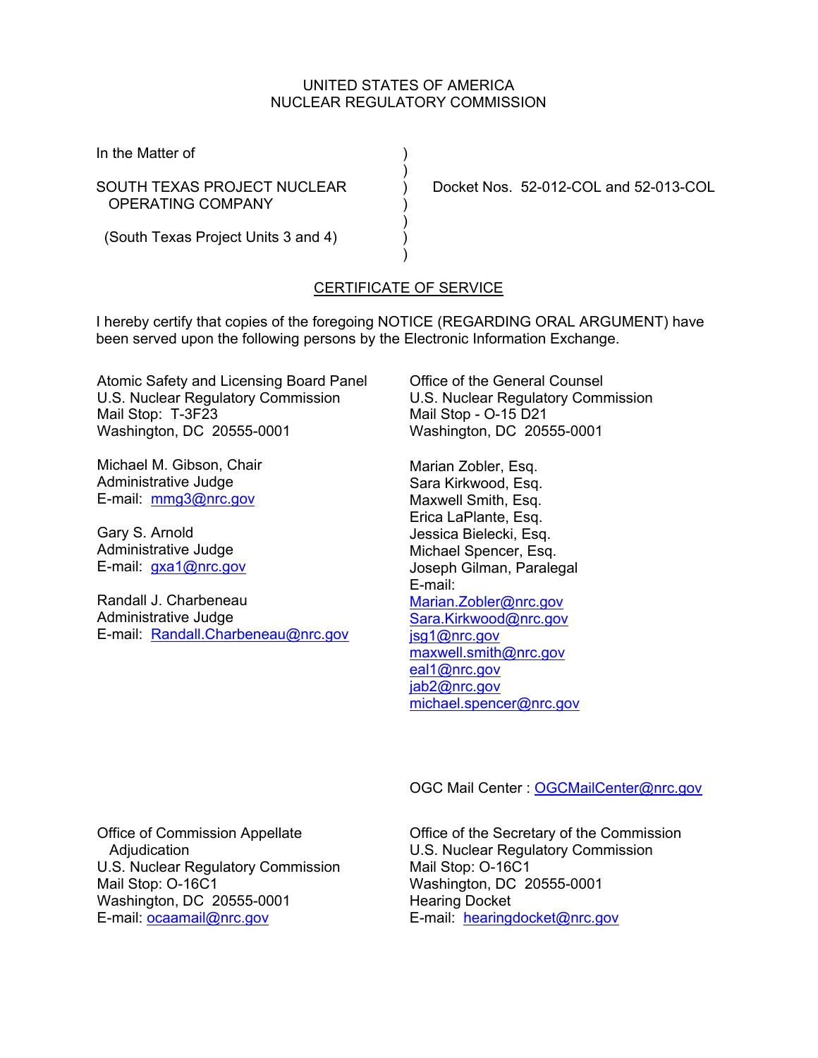UNITED STATES OF AMERICA
NUCLEAR REGULATORY COMMISSION

In the Matter of

SOUTH TEXAS PROJECT NUCLEAR OPERATING COMPANY

(South Texas Project Units 3 and 4)

Docket Nos. 52-012-COL and 52-013-COL

## CERTIFICATE OF SERVICE

I hereby certify that copies of the foregoing NOTICE (REGARDING ORAL ARGUMENT) have been served upon the following persons by the Electronic Information Exchange.

Atomic Safety and Licensing Board Panel
U.S. Nuclear Regulatory Commission
Mail Stop: T-3F23
Washington, DC 20555-0001

Michael M. Gibson, Chair
Administrative Judge
E-mail: mmg3@nrc.gov

Gary S. Arnold
Administrative Judge
E-mail: gxa1@nrc.gov

Randall J. Charbeneau
Administrative Judge
E-mail: Randall.Charbeneau@nrc.gov

Office of the General Counsel
U.S. Nuclear Regulatory Commission
Mail Stop - O-15 D21
Washington, DC 20555-0001

Marian Zobler, Esq.
Sara Kirkwood, Esq.
Maxwell Smith, Esq.
Erica LaPlante, Esq.
Jessica Bielecki, Esq.
Michael Spencer, Esq.
Joseph Gilman, Paralegal
E-mail:
Marian.Zobler@nrc.gov
Sara.Kirkwood@nrc.gov
jsg1@nrc.gov
maxwell.smith@nrc.gov
eal1@nrc.gov
jab2@nrc.gov
michael.spencer@nrc.gov

OGC Mail Center : OGCMailCenter@nrc.gov

Office of Commission Appellate Adjudication
U.S. Nuclear Regulatory Commission
Mail Stop: O-16C1
Washington, DC 20555-0001
E-mail: ocaamail@nrc.gov

Office of the Secretary of the Commission
U.S. Nuclear Regulatory Commission
Mail Stop: O-16C1
Washington, DC 20555-0001
Hearing Docket
E-mail: hearingdocket@nrc.gov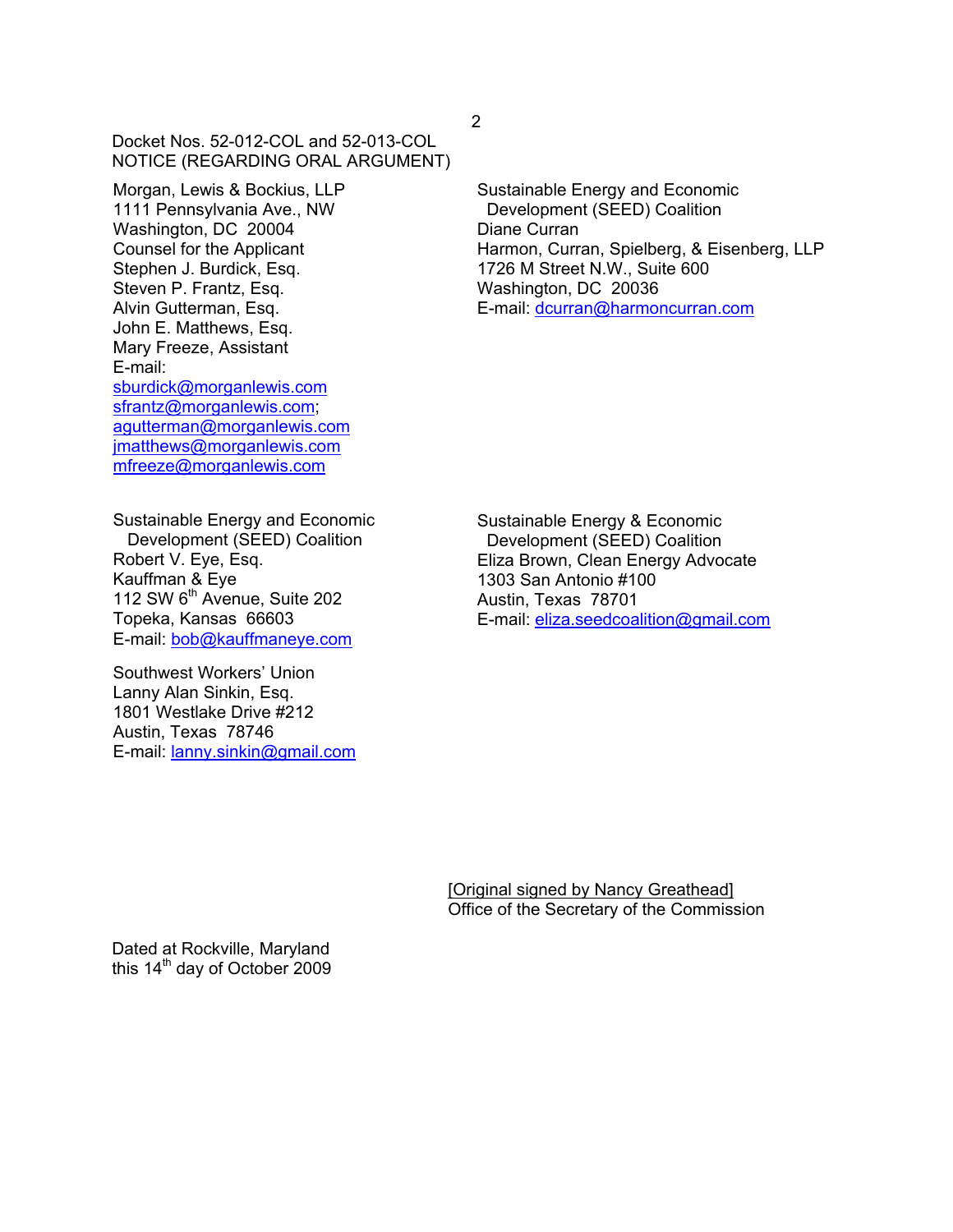Docket Nos. 52-012-COL and 52-013-COL
NOTICE (REGARDING ORAL ARGUMENT)

Morgan, Lewis & Bockius, LLP
1111 Pennsylvania Ave., NW
Washington, DC 20004
Counsel for the Applicant
Stephen J. Burdick, Esq.
Steven P. Frantz, Esq.
Alvin Gutterman, Esq.
John E. Matthews, Esq.
Mary Freeze, Assistant
E-mail:
sburdick@morganlewis.com
sfrantz@morganlewis.com;
agutterman@morganlewis.com
jmatthews@morganlewis.com
mfreeze@morganlewis.com

Sustainable Energy and Economic Development (SEED) Coalition
Diane Curran
Harmon, Curran, Spielberg, & Eisenberg, LLP
1726 M Street N.W., Suite 600
Washington, DC 20036
E-mail: dcurran@harmoncurran.com

Sustainable Energy and Economic Development (SEED) Coalition
Robert V. Eye, Esq.
Kauffman & Eye
112 SW 6th Avenue, Suite 202
Topeka, Kansas 66603
E-mail: bob@kauffmaneye.com

Sustainable Energy & Economic Development (SEED) Coalition
Eliza Brown, Clean Energy Advocate
1303 San Antonio #100
Austin, Texas 78701
E-mail: eliza.seedcoalition@gmail.com

Southwest Workers' Union
Lanny Alan Sinkin, Esq.
1801 Westlake Drive #212
Austin, Texas 78746
E-mail: lanny.sinkin@gmail.com

[Original signed by Nancy Greathead]
Office of the Secretary of the Commission

Dated at Rockville, Maryland
this 14th day of October 2009